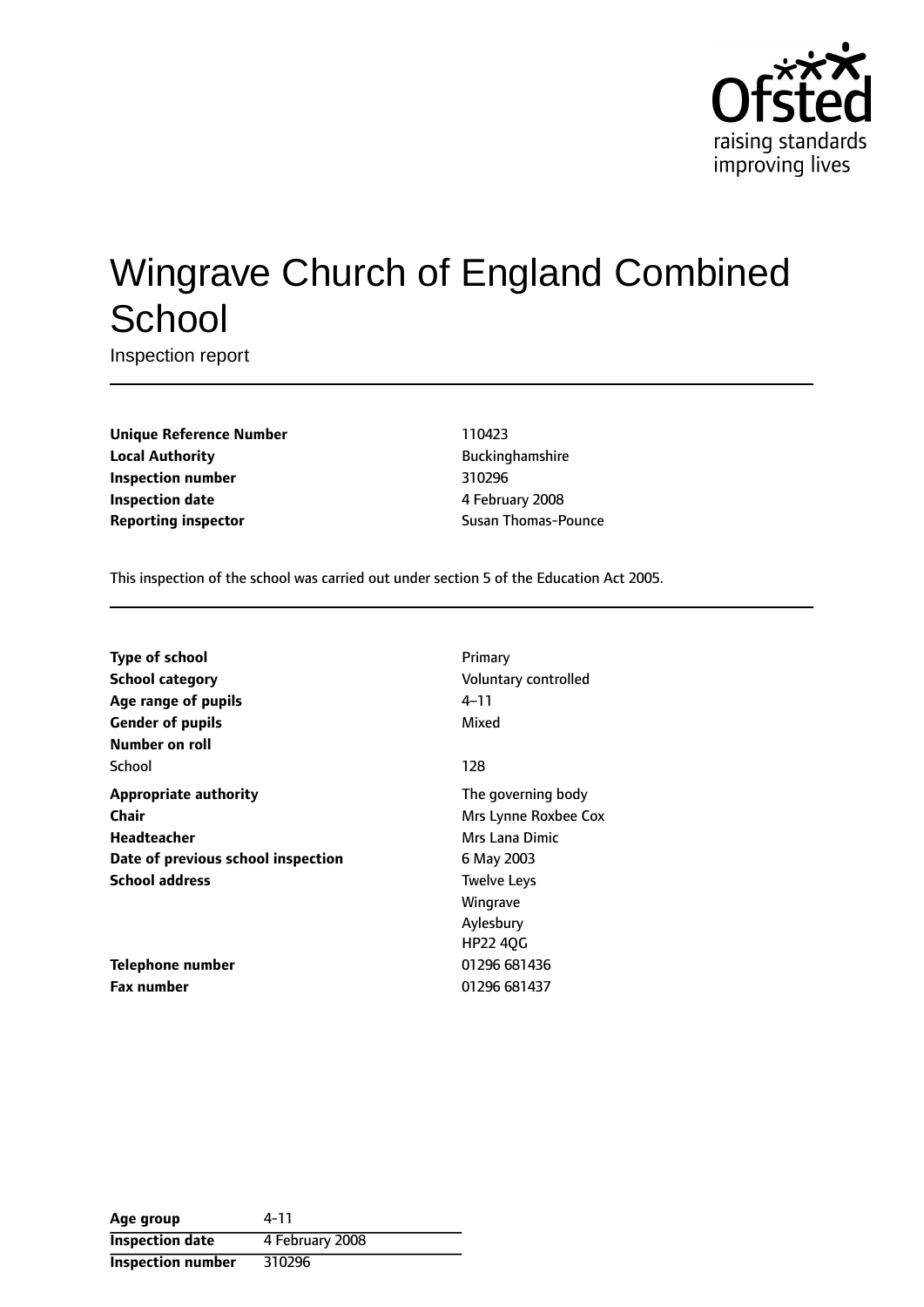# Wingrave Church of England Combined School

Inspection report

| | |
|---|---|
| **Unique Reference Number** | 110423 |
| **Local Authority** | Buckinghamshire |
| **Inspection number** | 310296 |
| **Inspection date** | 4 February 2008 |
| **Reporting inspector** | Susan Thomas-Pounce |

This inspection of the school was carried out under section 5 of the Education Act 2005.

| | |
|---|---|
| **Type of school** | Primary |
| **School category** | Voluntary controlled |
| **Age range of pupils** | 4–11 |
| **Gender of pupils** | Mixed |
| **Number on roll** | |
| School | 128 |
| **Appropriate authority** | The governing body |
| **Chair** | Mrs Lynne Roxbee Cox |
| **Headteacher** | Mrs Lana Dimic |
| **Date of previous school inspection** | 6 May 2003 |
| **School address** | Twelve Leys<br>Wingrave<br>Aylesbury<br>HP22 4QG |
| **Telephone number** | 01296 681436 |
| **Fax number** | 01296 681437 |

| | |
|---|---|
| **Age group** | 4-11 |
| **Inspection date** | 4 February 2008 |
| **Inspection number** | 310296 |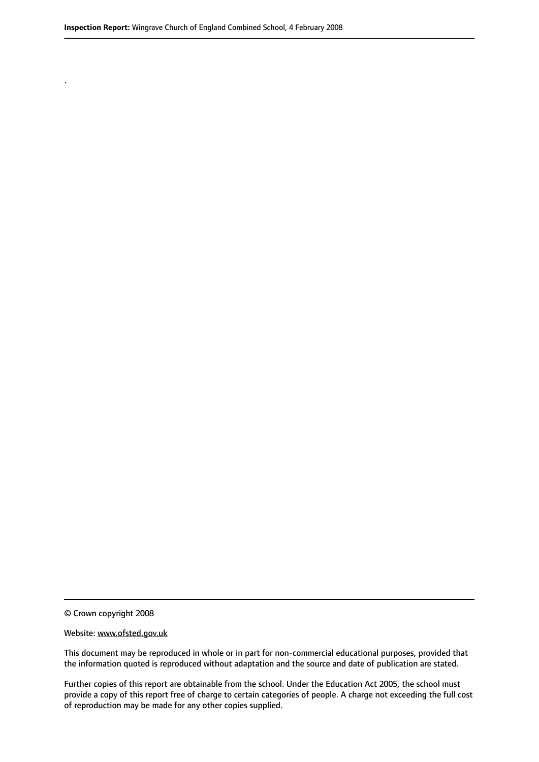.

© Crown copyright 2008

Website: www.ofsted.gov.uk

This document may be reproduced in whole or in part for non-commercial educational purposes, provided that the information quoted is reproduced without adaptation and the source and date of publication are stated.

Further copies of this report are obtainable from the school. Under the Education Act 2005, the school must provide a copy of this report free of charge to certain categories of people. A charge not exceeding the full cost of reproduction may be made for any other copies supplied.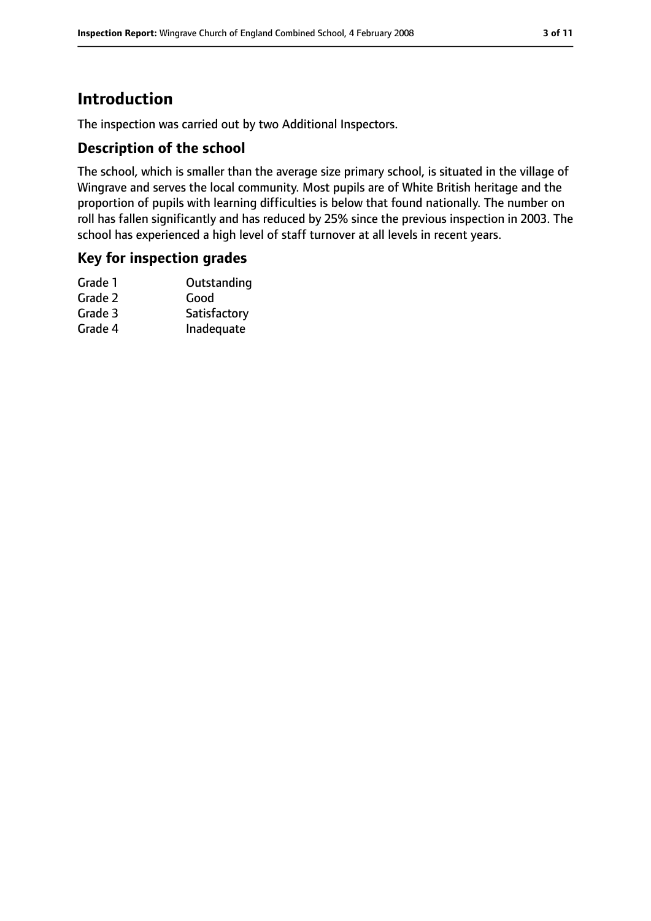# Introduction

The inspection was carried out by two Additional Inspectors.

## Description of the school

The school, which is smaller than the average size primary school, is situated in the village of Wingrave and serves the local community. Most pupils are of White British heritage and the proportion of pupils with learning difficulties is below that found nationally. The number on roll has fallen significantly and has reduced by 25% since the previous inspection in 2003. The school has experienced a high level of staff turnover at all levels in recent years.

## Key for inspection grades

| | |
|---|---|
| Grade 1 | Outstanding |
| Grade 2 | Good |
| Grade 3 | Satisfactory |
| Grade 4 | Inadequate |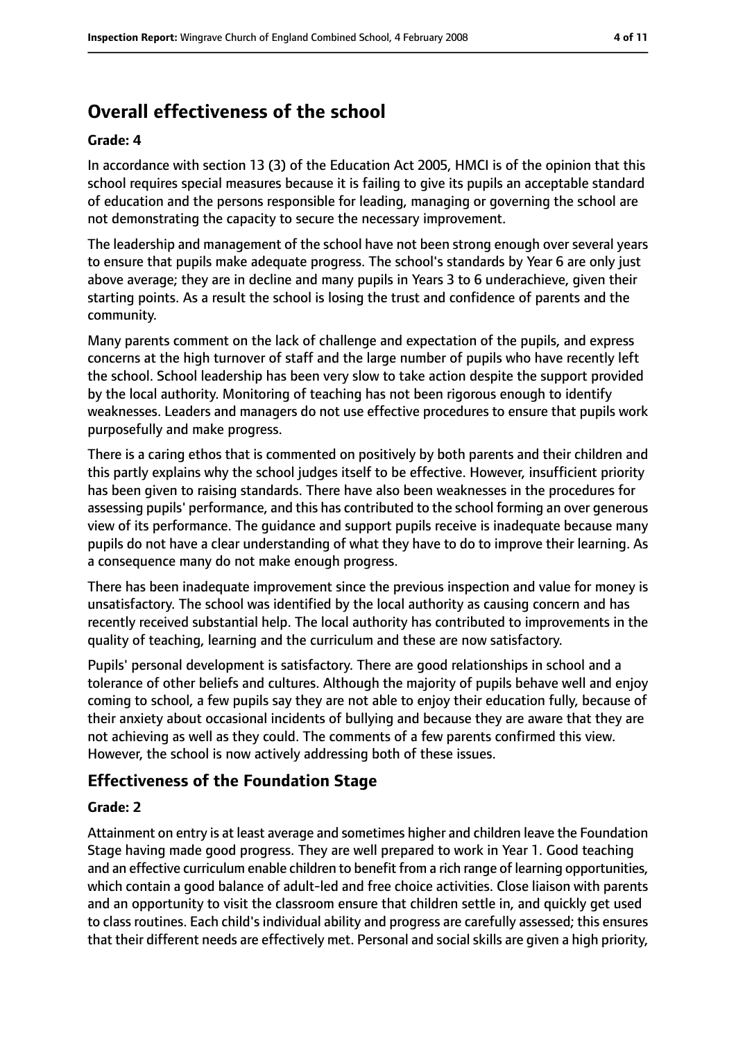## Overall effectiveness of the school

**Grade: 4**

In accordance with section 13 (3) of the Education Act 2005, HMCI is of the opinion that this school requires special measures because it is failing to give its pupils an acceptable standard of education and the persons responsible for leading, managing or governing the school are not demonstrating the capacity to secure the necessary improvement.

The leadership and management of the school have not been strong enough over several years to ensure that pupils make adequate progress. The school's standards by Year 6 are only just above average; they are in decline and many pupils in Years 3 to 6 underachieve, given their starting points. As a result the school is losing the trust and confidence of parents and the community.

Many parents comment on the lack of challenge and expectation of the pupils, and express concerns at the high turnover of staff and the large number of pupils who have recently left the school. School leadership has been very slow to take action despite the support provided by the local authority. Monitoring of teaching has not been rigorous enough to identify weaknesses. Leaders and managers do not use effective procedures to ensure that pupils work purposefully and make progress.

There is a caring ethos that is commented on positively by both parents and their children and this partly explains why the school judges itself to be effective. However, insufficient priority has been given to raising standards. There have also been weaknesses in the procedures for assessing pupils' performance, and this has contributed to the school forming an over generous view of its performance. The guidance and support pupils receive is inadequate because many pupils do not have a clear understanding of what they have to do to improve their learning. As a consequence many do not make enough progress.

There has been inadequate improvement since the previous inspection and value for money is unsatisfactory. The school was identified by the local authority as causing concern and has recently received substantial help. The local authority has contributed to improvements in the quality of teaching, learning and the curriculum and these are now satisfactory.

Pupils' personal development is satisfactory. There are good relationships in school and a tolerance of other beliefs and cultures. Although the majority of pupils behave well and enjoy coming to school, a few pupils say they are not able to enjoy their education fully, because of their anxiety about occasional incidents of bullying and because they are aware that they are not achieving as well as they could. The comments of a few parents confirmed this view. However, the school is now actively addressing both of these issues.

### Effectiveness of the Foundation Stage

**Grade: 2**

Attainment on entry is at least average and sometimes higher and children leave the Foundation Stage having made good progress. They are well prepared to work in Year 1. Good teaching and an effective curriculum enable children to benefit from a rich range of learning opportunities, which contain a good balance of adult-led and free choice activities. Close liaison with parents and an opportunity to visit the classroom ensure that children settle in, and quickly get used to class routines. Each child's individual ability and progress are carefully assessed; this ensures that their different needs are effectively met. Personal and social skills are given a high priority,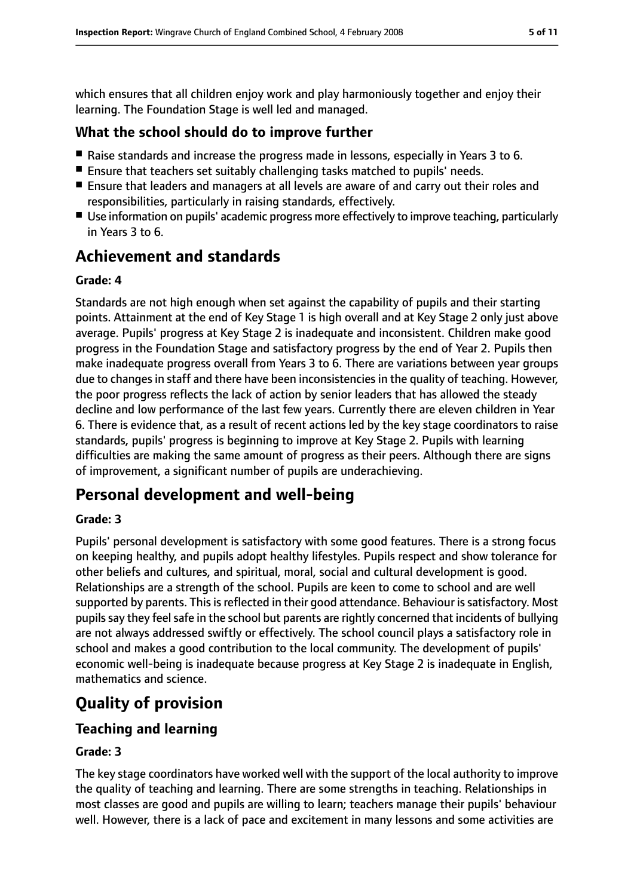which ensures that all children enjoy work and play harmoniously together and enjoy their learning. The Foundation Stage is well led and managed.

### What the school should do to improve further

- Raise standards and increase the progress made in lessons, especially in Years 3 to 6.
- Ensure that teachers set suitably challenging tasks matched to pupils' needs.
- Ensure that leaders and managers at all levels are aware of and carry out their roles and responsibilities, particularly in raising standards, effectively.
- Use information on pupils' academic progress more effectively to improve teaching, particularly in Years 3 to 6.

## Achievement and standards

#### Grade: 4

Standards are not high enough when set against the capability of pupils and their starting points. Attainment at the end of Key Stage 1 is high overall and at Key Stage 2 only just above average. Pupils' progress at Key Stage 2 is inadequate and inconsistent. Children make good progress in the Foundation Stage and satisfactory progress by the end of Year 2. Pupils then make inadequate progress overall from Years 3 to 6. There are variations between year groups due to changes in staff and there have been inconsistencies in the quality of teaching. However, the poor progress reflects the lack of action by senior leaders that has allowed the steady decline and low performance of the last few years. Currently there are eleven children in Year 6. There is evidence that, as a result of recent actions led by the key stage coordinators to raise standards, pupils' progress is beginning to improve at Key Stage 2. Pupils with learning difficulties are making the same amount of progress as their peers. Although there are signs of improvement, a significant number of pupils are underachieving.

## Personal development and well-being

#### Grade: 3

Pupils' personal development is satisfactory with some good features. There is a strong focus on keeping healthy, and pupils adopt healthy lifestyles. Pupils respect and show tolerance for other beliefs and cultures, and spiritual, moral, social and cultural development is good. Relationships are a strength of the school. Pupils are keen to come to school and are well supported by parents. This is reflected in their good attendance. Behaviour is satisfactory. Most pupils say they feel safe in the school but parents are rightly concerned that incidents of bullying are not always addressed swiftly or effectively. The school council plays a satisfactory role in school and makes a good contribution to the local community. The development of pupils' economic well-being is inadequate because progress at Key Stage 2 is inadequate in English, mathematics and science.

## Quality of provision

### Teaching and learning

#### Grade: 3

The key stage coordinators have worked well with the support of the local authority to improve the quality of teaching and learning. There are some strengths in teaching. Relationships in most classes are good and pupils are willing to learn; teachers manage their pupils' behaviour well. However, there is a lack of pace and excitement in many lessons and some activities are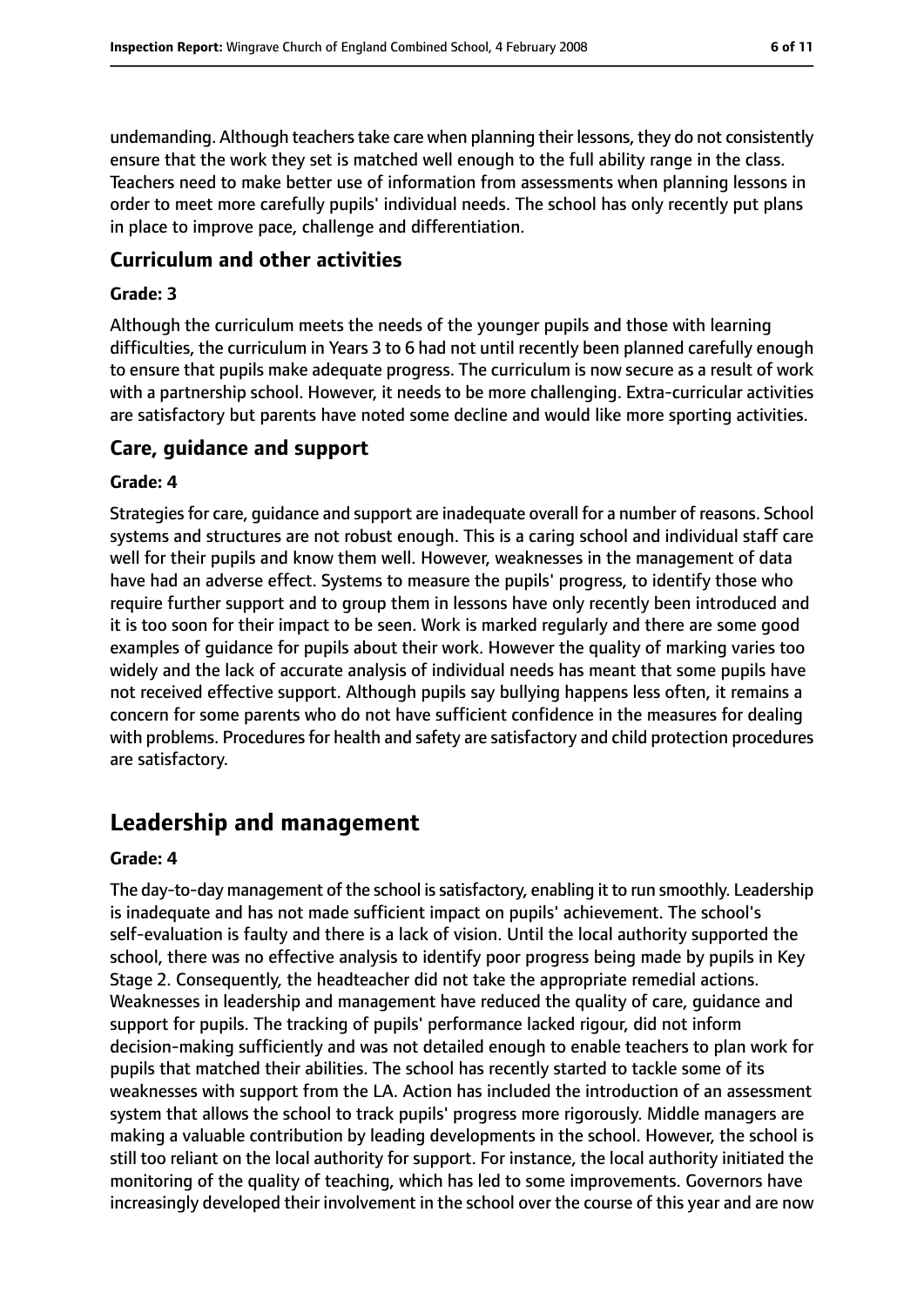undemanding. Although teachers take care when planning their lessons, they do not consistently ensure that the work they set is matched well enough to the full ability range in the class. Teachers need to make better use of information from assessments when planning lessons in order to meet more carefully pupils' individual needs. The school has only recently put plans in place to improve pace, challenge and differentiation.

### Curriculum and other activities

#### Grade: 3

Although the curriculum meets the needs of the younger pupils and those with learning difficulties, the curriculum in Years 3 to 6 had not until recently been planned carefully enough to ensure that pupils make adequate progress. The curriculum is now secure as a result of work with a partnership school. However, it needs to be more challenging. Extra-curricular activities are satisfactory but parents have noted some decline and would like more sporting activities.

### Care, guidance and support

#### Grade: 4

Strategies for care, guidance and support are inadequate overall for a number of reasons. School systems and structures are not robust enough. This is a caring school and individual staff care well for their pupils and know them well. However, weaknesses in the management of data have had an adverse effect. Systems to measure the pupils' progress, to identify those who require further support and to group them in lessons have only recently been introduced and it is too soon for their impact to be seen. Work is marked regularly and there are some good examples of guidance for pupils about their work. However the quality of marking varies too widely and the lack of accurate analysis of individual needs has meant that some pupils have not received effective support. Although pupils say bullying happens less often, it remains a concern for some parents who do not have sufficient confidence in the measures for dealing with problems. Procedures for health and safety are satisfactory and child protection procedures are satisfactory.

## Leadership and management

#### Grade: 4

The day-to-day management of the school is satisfactory, enabling it to run smoothly. Leadership is inadequate and has not made sufficient impact on pupils' achievement. The school's self-evaluation is faulty and there is a lack of vision. Until the local authority supported the school, there was no effective analysis to identify poor progress being made by pupils in Key Stage 2. Consequently, the headteacher did not take the appropriate remedial actions. Weaknesses in leadership and management have reduced the quality of care, guidance and support for pupils. The tracking of pupils' performance lacked rigour, did not inform decision-making sufficiently and was not detailed enough to enable teachers to plan work for pupils that matched their abilities. The school has recently started to tackle some of its weaknesses with support from the LA. Action has included the introduction of an assessment system that allows the school to track pupils' progress more rigorously. Middle managers are making a valuable contribution by leading developments in the school. However, the school is still too reliant on the local authority for support. For instance, the local authority initiated the monitoring of the quality of teaching, which has led to some improvements. Governors have increasingly developed their involvement in the school over the course of this year and are now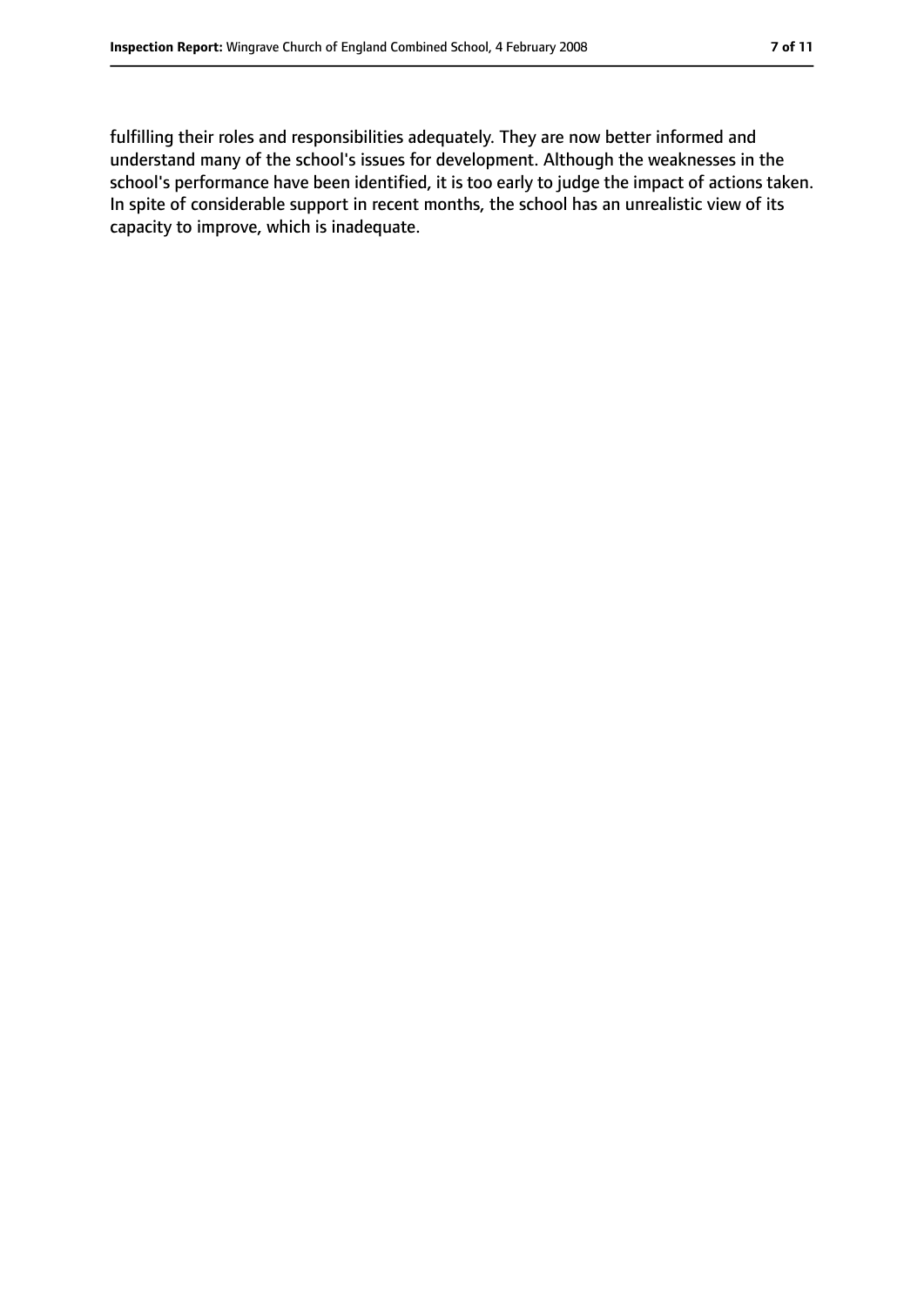fulfilling their roles and responsibilities adequately. They are now better informed and understand many of the school's issues for development. Although the weaknesses in the school's performance have been identified, it is too early to judge the impact of actions taken. In spite of considerable support in recent months, the school has an unrealistic view of its capacity to improve, which is inadequate.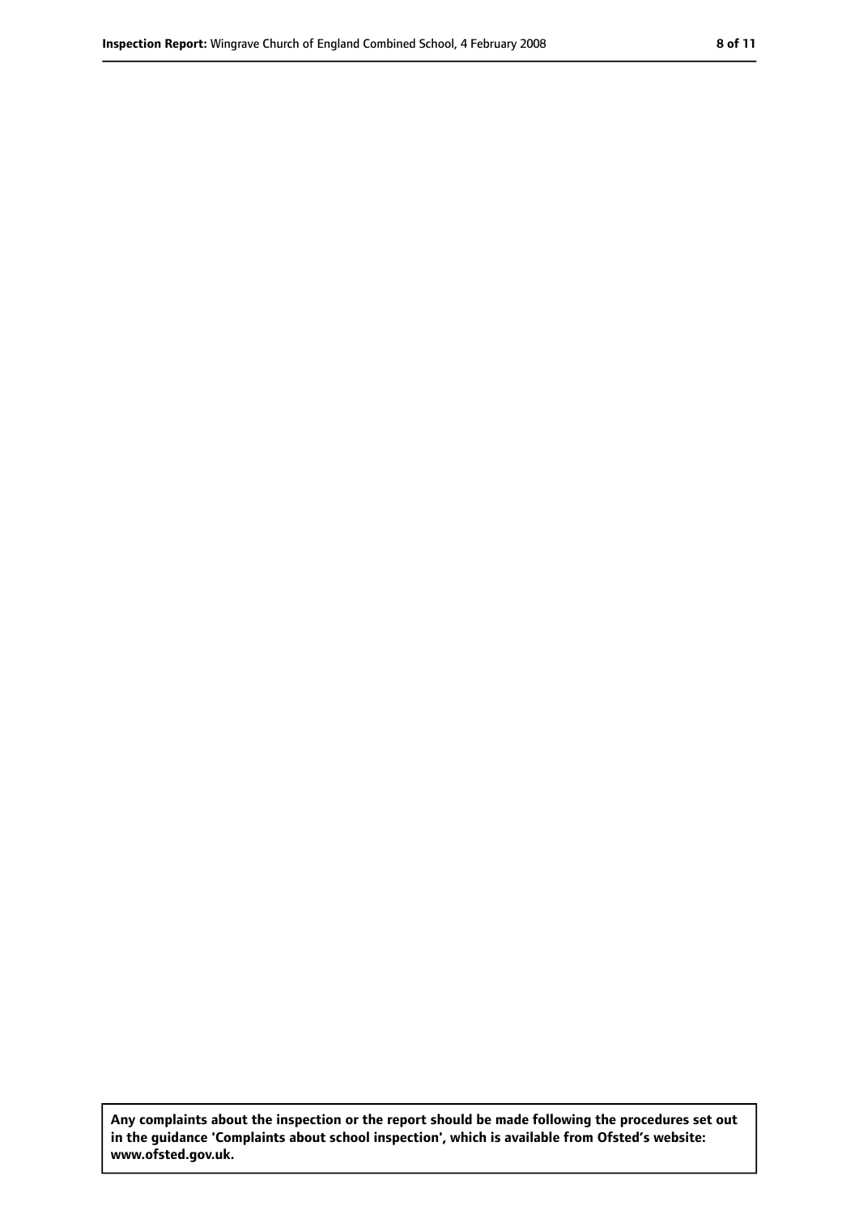**Any complaints about the inspection or the report should be made following the procedures set out in the guidance 'Complaints about school inspection', which is available from Ofsted's website: www.ofsted.gov.uk.**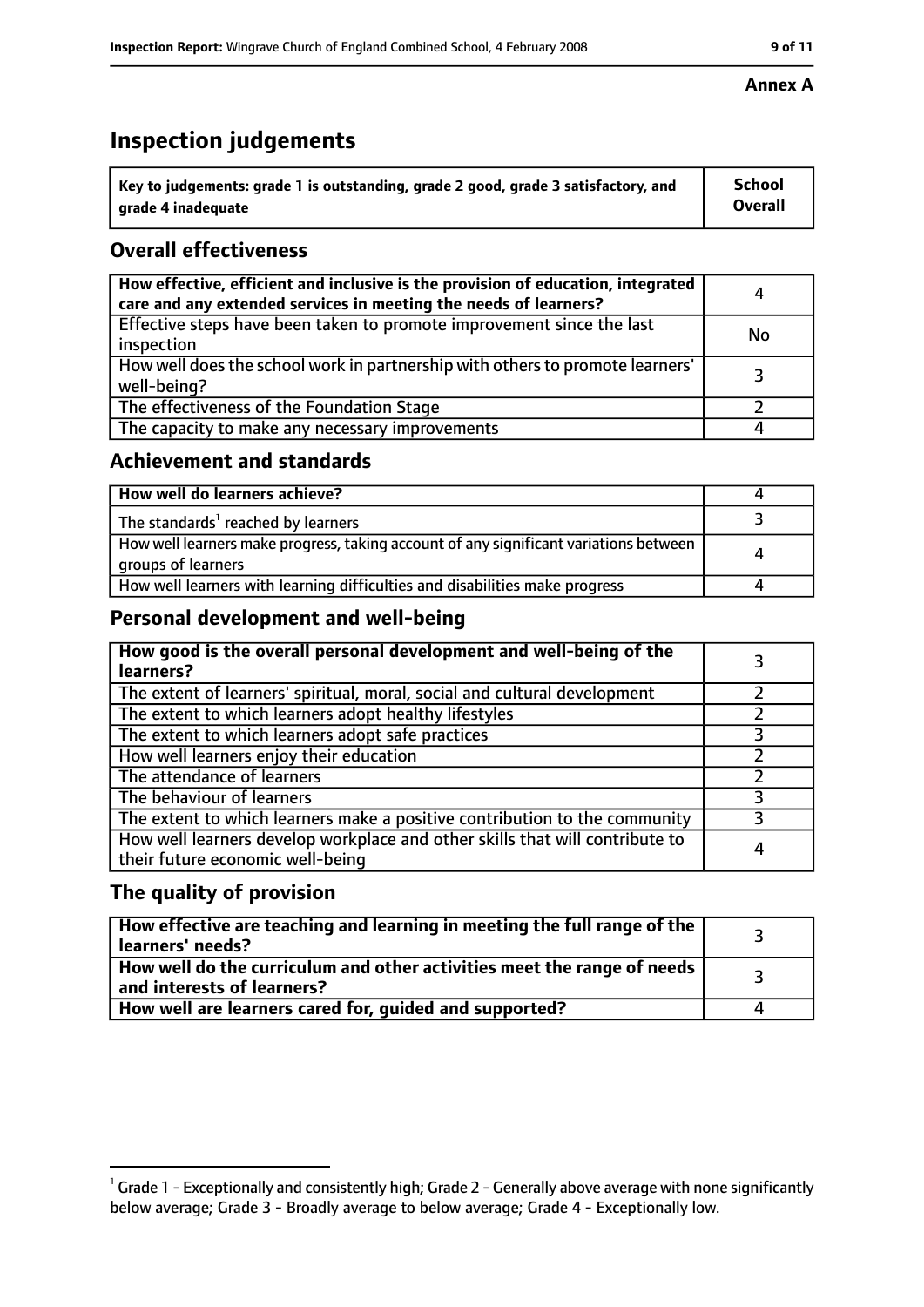**Annex A**

# Inspection judgements

| Key to judgements: grade 1 is outstanding, grade 2 good, grade 3 satisfactory, and grade 4 inadequate | School Overall |
|---|---|

## Overall effectiveness

| | |
|---|---|
| How effective, efficient and inclusive is the provision of education, integrated care and any extended services in meeting the needs of learners? | 4 |
| Effective steps have been taken to promote improvement since the last inspection | No |
| How well does the school work in partnership with others to promote learners' well-being? | 3 |
| The effectiveness of the Foundation Stage | 2 |
| The capacity to make any necessary improvements | 4 |

## Achievement and standards

| | |
|---|---|
| How well do learners achieve? | 4 |
| The standards[1] reached by learners | 3 |
| How well learners make progress, taking account of any significant variations between groups of learners | 4 |
| How well learners with learning difficulties and disabilities make progress | 4 |

## Personal development and well-being

| | |
|---|---|
| How good is the overall personal development and well-being of the learners? | 3 |
| The extent of learners' spiritual, moral, social and cultural development | 2 |
| The extent to which learners adopt healthy lifestyles | 2 |
| The extent to which learners adopt safe practices | 3 |
| How well learners enjoy their education | 2 |
| The attendance of learners | 2 |
| The behaviour of learners | 3 |
| The extent to which learners make a positive contribution to the community | 3 |
| How well learners develop workplace and other skills that will contribute to their future economic well-being | 4 |

## The quality of provision

| | |
|---|---|
| How effective are teaching and learning in meeting the full range of the learners' needs? | 3 |
| How well do the curriculum and other activities meet the range of needs and interests of learners? | 3 |
| How well are learners cared for, guided and supported? | 4 |

[1] Grade 1 - Exceptionally and consistently high; Grade 2 - Generally above average with none significantly below average; Grade 3 - Broadly average to below average; Grade 4 - Exceptionally low.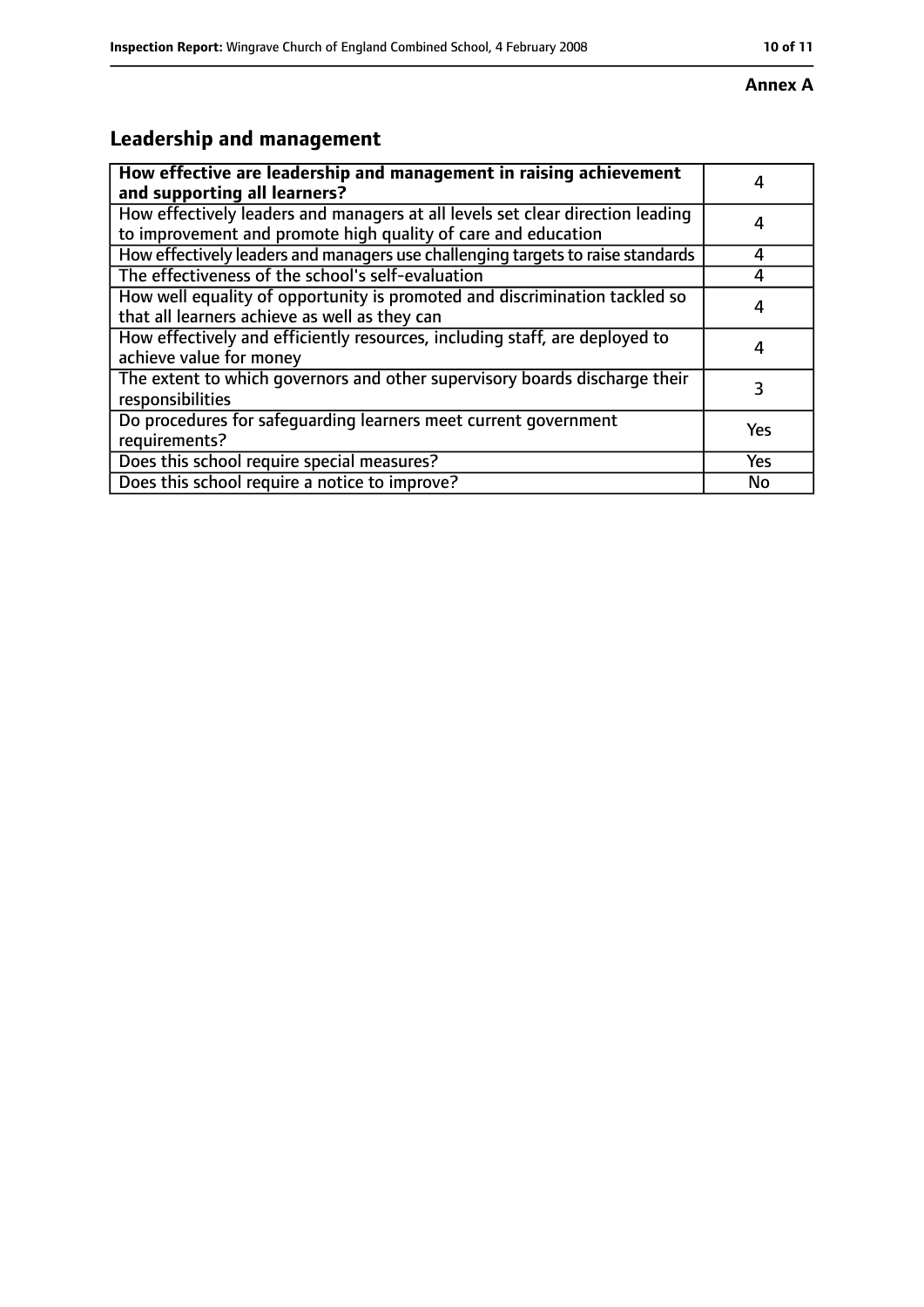**Annex A**

## Leadership and management

| How effective are leadership and management in raising achievement and supporting all learners? | 4 |
|---|---|
| How effectively leaders and managers at all levels set clear direction leading to improvement and promote high quality of care and education | 4 |
| How effectively leaders and managers use challenging targets to raise standards | 4 |
| The effectiveness of the school's self-evaluation | 4 |
| How well equality of opportunity is promoted and discrimination tackled so that all learners achieve as well as they can | 4 |
| How effectively and efficiently resources, including staff, are deployed to achieve value for money | 4 |
| The extent to which governors and other supervisory boards discharge their responsibilities | 3 |
| Do procedures for safeguarding learners meet current government requirements? | Yes |
| Does this school require special measures? | Yes |
| Does this school require a notice to improve? | No |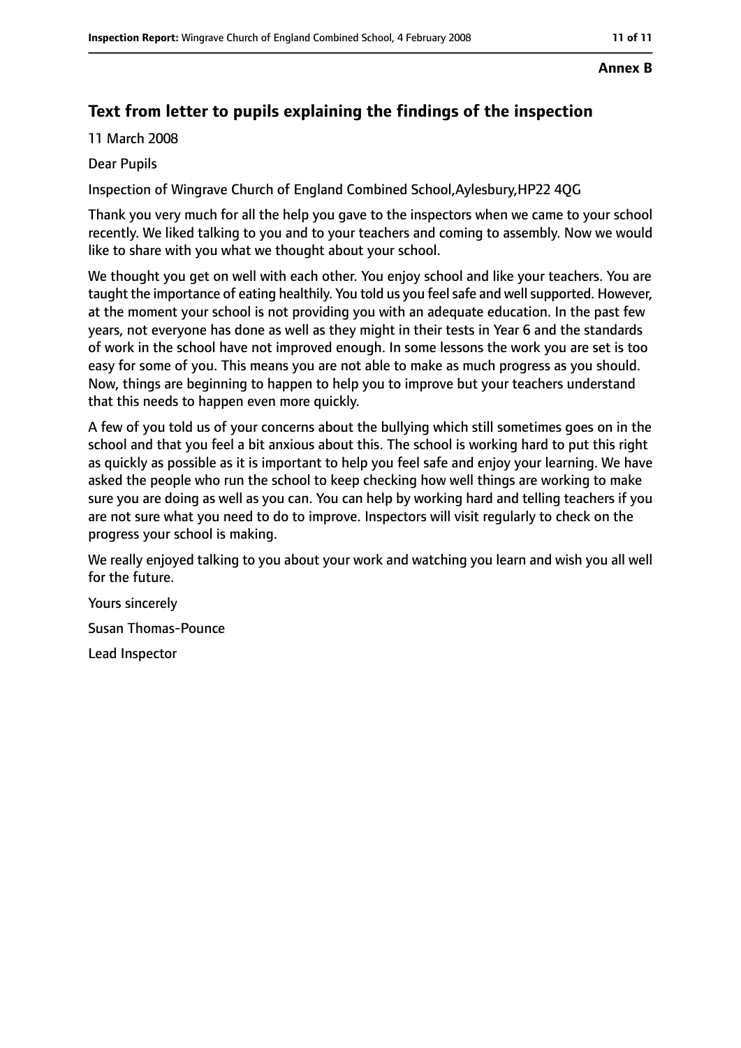**Annex B**

## Text from letter to pupils explaining the findings of the inspection

11 March 2008

Dear Pupils

Inspection of Wingrave Church of England Combined School,Aylesbury,HP22 4QG

Thank you very much for all the help you gave to the inspectors when we came to your school recently. We liked talking to you and to your teachers and coming to assembly. Now we would like to share with you what we thought about your school.

We thought you get on well with each other. You enjoy school and like your teachers. You are taught the importance of eating healthily. You told us you feel safe and well supported. However, at the moment your school is not providing you with an adequate education. In the past few years, not everyone has done as well as they might in their tests in Year 6 and the standards of work in the school have not improved enough. In some lessons the work you are set is too easy for some of you. This means you are not able to make as much progress as you should. Now, things are beginning to happen to help you to improve but your teachers understand that this needs to happen even more quickly.

A few of you told us of your concerns about the bullying which still sometimes goes on in the school and that you feel a bit anxious about this. The school is working hard to put this right as quickly as possible as it is important to help you feel safe and enjoy your learning. We have asked the people who run the school to keep checking how well things are working to make sure you are doing as well as you can. You can help by working hard and telling teachers if you are not sure what you need to do to improve. Inspectors will visit regularly to check on the progress your school is making.

We really enjoyed talking to you about your work and watching you learn and wish you all well for the future.

Yours sincerely

Susan Thomas-Pounce

Lead Inspector